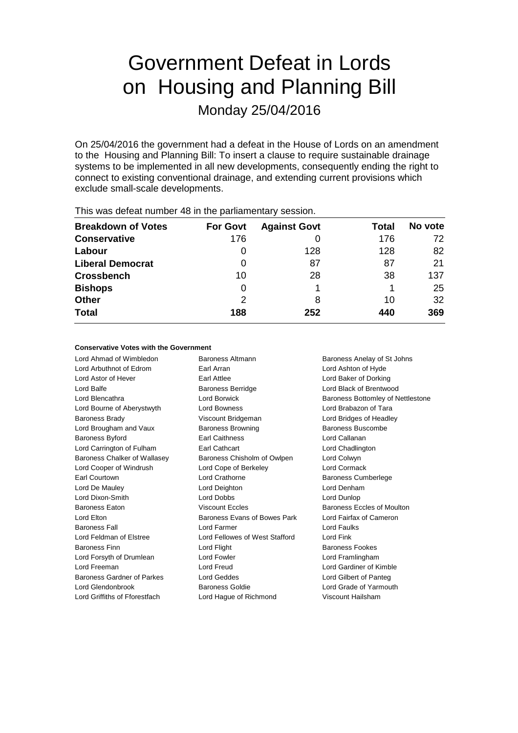# Government Defeat in Lords on Housing and Planning Bill

Monday 25/04/2016

On 25/04/2016 the government had a defeat in the House of Lords on an amendment to the Housing and Planning Bill: To insert a clause to require sustainable drainage systems to be implemented in all new developments, consequently ending the right to connect to existing conventional drainage, and extending current provisions which exclude small-scale developments.

This was defeat number 48 in the parliamentary session.

| Breakdown of Votes | For Govt | Against Govt | Total | No vote |
|---|---|---|---|---|
| **Conservative** | 176 | 0 | 176 | 72 |
| **Labour** | 0 | 128 | 128 | 82 |
| **Liberal Democrat** | 0 | 87 | 87 | 21 |
| **Crossbench** | 10 | 28 | 38 | 137 |
| **Bishops** | 0 | 1 | 1 | 25 |
| **Other** | 2 | 8 | 10 | 32 |
| **Total** | **188** | **252** | **440** | **369** |

**Conservative Votes with the Government**

Lord Ahmad of Wimbledon
Baroness Altmann
Baroness Anelay of St Johns
Lord Arbuthnot of Edrom
Earl Arran
Lord Ashton of Hyde
Lord Astor of Hever
Earl Attlee
Lord Baker of Dorking
Lord Balfe
Baroness Berridge
Lord Black of Brentwood
Lord Blencathra
Lord Borwick
Baroness Bottomley of Nettlestone
Lord Bourne of Aberystwyth
Lord Bowness
Lord Brabazon of Tara
Baroness Brady
Viscount Bridgeman
Lord Bridges of Headley
Lord Brougham and Vaux
Baroness Browning
Baroness Buscombe
Baroness Byford
Earl Caithness
Lord Callanan
Lord Carrington of Fulham
Earl Cathcart
Lord Chadlington
Baroness Chalker of Wallasey
Baroness Chisholm of Owlpen
Lord Colwyn
Lord Cooper of Windrush
Lord Cope of Berkeley
Lord Cormack
Earl Courtown
Lord Crathorne
Baroness Cumberlege
Lord De Mauley
Lord Deighton
Lord Denham
Lord Dixon-Smith
Lord Dobbs
Lord Dunlop
Baroness Eaton
Viscount Eccles
Baroness Eccles of Moulton
Lord Elton
Baroness Evans of Bowes Park
Lord Fairfax of Cameron
Baroness Fall
Lord Farmer
Lord Faulks
Lord Feldman of Elstree
Lord Fellowes of West Stafford
Lord Fink
Baroness Finn
Lord Flight
Baroness Fookes
Lord Forsyth of Drumlean
Lord Fowler
Lord Framlingham
Lord Freeman
Lord Freud
Lord Gardiner of Kimble
Baroness Gardner of Parkes
Lord Geddes
Lord Gilbert of Panteg
Lord Glendonbrook
Baroness Goldie
Lord Grade of Yarmouth
Lord Griffiths of Fforestfach
Lord Hague of Richmond
Viscount Hailsham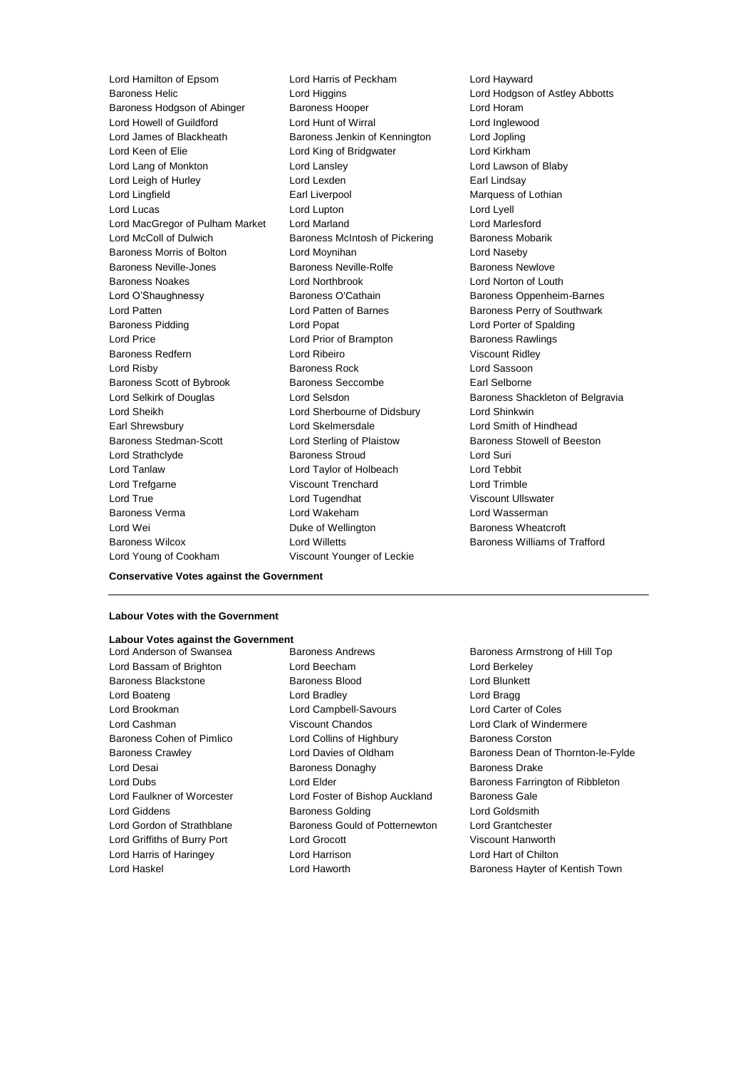Lord Hamilton of Epsom Lord Harris of Peckham Lord Hayward
Baroness Helic Lord Higgins Lord Hodgson of Astley Abbotts
Baroness Hodgson of Abinger Baroness Hooper Lord Horam
Lord Howell of Guildford Lord Hunt of Wirral Lord Inglewood
Lord James of Blackheath Baroness Jenkin of Kennington Lord Jopling
Lord Keen of Elie Lord King of Bridgwater Lord Kirkham
Lord Lang of Monkton Lord Lansley Lord Lawson of Blaby
Lord Leigh of Hurley Lord Lexden Earl Lindsay
Lord Lingfield Earl Liverpool Marquess of Lothian
Lord Lucas Lord Lupton Lord Lyell
Lord MacGregor of Pulham Market Lord Marland Lord Marlesford
Lord McColl of Dulwich Baroness McIntosh of Pickering Baroness Mobarik
Baroness Morris of Bolton Lord Moynihan Lord Naseby
Baroness Neville-Jones Baroness Neville-Rolfe Baroness Newlove
Baroness Noakes Lord Northbrook Lord Norton of Louth
Lord O'Shaughnessy Baroness O'Cathain Baroness Oppenheim-Barnes
Lord Patten Lord Patten of Barnes Baroness Perry of Southwark
Baroness Pidding Lord Popat Lord Porter of Spalding
Lord Price Lord Prior of Brampton Baroness Rawlings
Baroness Redfern Lord Ribeiro Viscount Ridley
Lord Risby Baroness Rock Lord Sassoon
Baroness Scott of Bybrook Baroness Seccombe Earl Selborne
Lord Selkirk of Douglas Lord Selsdon Baroness Shackleton of Belgravia
Lord Sheikh Lord Sherbourne of Didsbury Lord Shinkwin
Earl Shrewsbury Lord Skelmersdale Lord Smith of Hindhead
Baroness Stedman-Scott Lord Sterling of Plaistow Baroness Stowell of Beeston
Lord Strathclyde Baroness Stroud Lord Suri
Lord Tanlaw Lord Taylor of Holbeach Lord Tebbit
Lord Trefgarne Viscount Trenchard Lord Trimble
Lord True Lord Tugendhat Viscount Ullswater
Baroness Verma Lord Wakeham Lord Wasserman
Lord Wei Duke of Wellington Baroness Wheatcroft
Baroness Wilcox Lord Willetts Baroness Williams of Trafford
Lord Young of Cookham Viscount Younger of Leckie

**Conservative Votes against the Government**

---

**Labour Votes with the Government**

**Labour Votes against the Government**

Lord Anderson of Swansea Baroness Andrews Baroness Armstrong of Hill Top
Lord Bassam of Brighton Lord Beecham Lord Berkeley
Baroness Blackstone Baroness Blood Lord Blunkett
Lord Boateng Lord Bradley Lord Bragg
Lord Brookman Lord Campbell-Savours Lord Carter of Coles
Lord Cashman Viscount Chandos Lord Clark of Windermere
Baroness Cohen of Pimlico Lord Collins of Highbury Baroness Corston
Baroness Crawley Lord Davies of Oldham Baroness Dean of Thornton-le-Fylde
Lord Desai Baroness Donaghy Baroness Drake
Lord Dubs Lord Elder Baroness Farrington of Ribbleton
Lord Faulkner of Worcester Lord Foster of Bishop Auckland Baroness Gale
Lord Giddens Baroness Golding Lord Goldsmith
Lord Gordon of Strathblane Baroness Gould of Potternewton Lord Grantchester
Lord Griffiths of Burry Port Lord Grocott Viscount Hanworth
Lord Harris of Haringey Lord Harrison Lord Hart of Chilton
Lord Haskel Lord Haworth Baroness Hayter of Kentish Town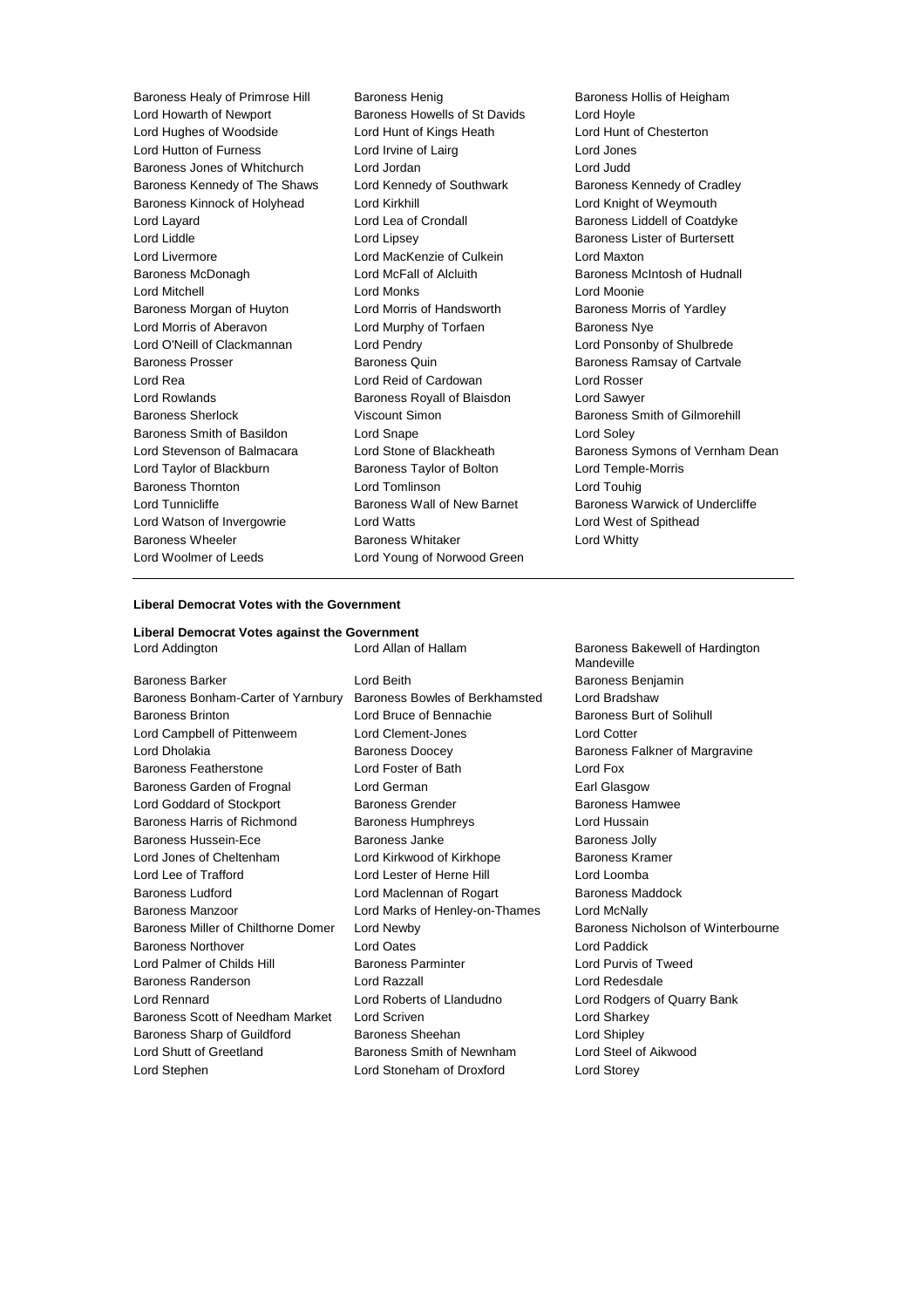Baroness Healy of Primrose Hill
Baroness Henig
Baroness Hollis of Heigham
Lord Howarth of Newport
Baroness Howells of St Davids
Lord Hoyle
Lord Hughes of Woodside
Lord Hunt of Kings Heath
Lord Hunt of Chesterton
Lord Hutton of Furness
Lord Irvine of Lairg
Lord Jones
Baroness Jones of Whitchurch
Lord Jordan
Lord Judd
Baroness Kennedy of The Shaws
Lord Kennedy of Southwark
Baroness Kennedy of Cradley
Baroness Kinnock of Holyhead
Lord Kirkhill
Lord Knight of Weymouth
Lord Layard
Lord Lea of Crondall
Baroness Liddell of Coatdyke
Lord Liddle
Lord Lipsey
Baroness Lister of Burtersett
Lord Livermore
Lord MacKenzie of Culkein
Lord Maxton
Baroness McDonagh
Lord McFall of Alcluith
Baroness McIntosh of Hudnall
Lord Mitchell
Lord Monks
Lord Moonie
Baroness Morgan of Huyton
Lord Morris of Handsworth
Baroness Morris of Yardley
Lord Morris of Aberavon
Lord Murphy of Torfaen
Baroness Nye
Lord O'Neill of Clackmannan
Lord Pendry
Lord Ponsonby of Shulbrede
Baroness Prosser
Baroness Quin
Baroness Ramsay of Cartvale
Lord Rea
Lord Reid of Cardowan
Lord Rosser
Lord Rowlands
Baroness Royall of Blaisdon
Lord Sawyer
Baroness Sherlock
Viscount Simon
Baroness Smith of Gilmorehill
Baroness Smith of Basildon
Lord Snape
Lord Soley
Lord Stevenson of Balmacara
Lord Stone of Blackheath
Baroness Symons of Vernham Dean
Lord Taylor of Blackburn
Baroness Taylor of Bolton
Lord Temple-Morris
Baroness Thornton
Lord Tomlinson
Lord Touhig
Lord Tunnicliffe
Baroness Wall of New Barnet
Baroness Warwick of Undercliffe
Lord Watson of Invergowrie
Lord Watts
Lord West of Spithead
Baroness Wheeler
Baroness Whitaker
Lord Whitty
Lord Woolmer of Leeds
Lord Young of Norwood Green

---

**Liberal Democrat Votes with the Government**

**Liberal Democrat Votes against the Government**

Lord Addington
Lord Allan of Hallam
Baroness Bakewell of Hardington Mandeville
Baroness Barker
Lord Beith
Baroness Benjamin
Baroness Bonham-Carter of Yarnbury
Baroness Bowles of Berkhamsted
Lord Bradshaw
Baroness Brinton
Lord Bruce of Bennachie
Baroness Burt of Solihull
Lord Campbell of Pittenweem
Lord Clement-Jones
Lord Cotter
Lord Dholakia
Baroness Doocey
Baroness Falkner of Margravine
Baroness Featherstone
Lord Foster of Bath
Lord Fox
Baroness Garden of Frognal
Lord German
Earl Glasgow
Lord Goddard of Stockport
Baroness Grender
Baroness Hamwee
Baroness Harris of Richmond
Baroness Humphreys
Lord Hussain
Baroness Hussein-Ece
Baroness Janke
Baroness Jolly
Lord Jones of Cheltenham
Lord Kirkwood of Kirkhope
Baroness Kramer
Lord Lee of Trafford
Lord Lester of Herne Hill
Lord Loomba
Baroness Ludford
Lord Maclennan of Rogart
Baroness Maddock
Baroness Manzoor
Lord Marks of Henley-on-Thames
Lord McNally
Baroness Miller of Chilthorne Domer
Lord Newby
Baroness Nicholson of Winterbourne
Baroness Northover
Lord Oates
Lord Paddick
Lord Palmer of Childs Hill
Baroness Parminter
Lord Purvis of Tweed
Baroness Randerson
Lord Razzall
Lord Redesdale
Lord Rennard
Lord Roberts of Llandudno
Lord Rodgers of Quarry Bank
Baroness Scott of Needham Market
Lord Scriven
Lord Sharkey
Baroness Sharp of Guildford
Baroness Sheehan
Lord Shipley
Lord Shutt of Greetland
Baroness Smith of Newnham
Lord Steel of Aikwood
Lord Stephen
Lord Stoneham of Droxford
Lord Storey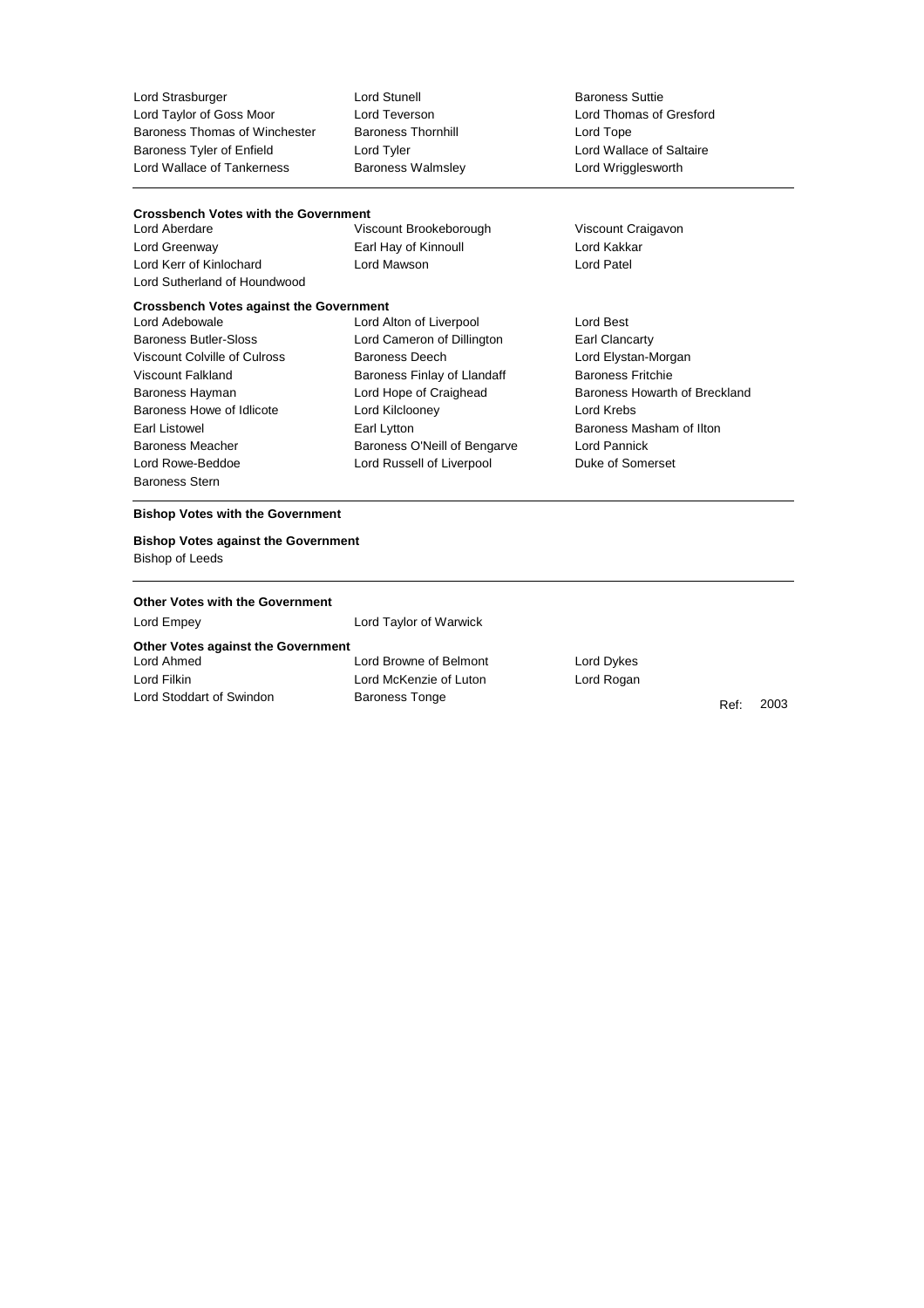Lord Strasburger
Lord Stunell
Baroness Suttie
Lord Taylor of Goss Moor
Lord Teverson
Lord Thomas of Gresford
Baroness Thomas of Winchester
Baroness Thornhill
Lord Tope
Baroness Tyler of Enfield
Lord Tyler
Lord Wallace of Saltaire
Lord Wallace of Tankerness
Baroness Walmsley
Lord Wrigglesworth

**Crossbench Votes with the Government**

Lord Aberdare
Viscount Brookeborough
Viscount Craigavon
Lord Greenway
Earl Hay of Kinnoull
Lord Kakkar
Lord Kerr of Kinlochard
Lord Mawson
Lord Patel
Lord Sutherland of Houndwood

**Crossbench Votes against the Government**

Lord Adebowale
Lord Alton of Liverpool
Lord Best
Baroness Butler-Sloss
Lord Cameron of Dillington
Earl Clancarty
Viscount Colville of Culross
Baroness Deech
Lord Elystan-Morgan
Viscount Falkland
Baroness Finlay of Llandaff
Baroness Fritchie
Baroness Hayman
Lord Hope of Craighead
Baroness Howarth of Breckland
Baroness Howe of Idlicote
Lord Kilclooney
Lord Krebs
Earl Listowel
Earl Lytton
Baroness Masham of Ilton
Baroness Meacher
Baroness O'Neill of Bengarve
Lord Pannick
Lord Rowe-Beddoe
Lord Russell of Liverpool
Duke of Somerset
Baroness Stern

**Bishop Votes with the Government**

**Bishop Votes against the Government**

Bishop of Leeds

**Other Votes with the Government**

Lord Empey
Lord Taylor of Warwick

**Other Votes against the Government**

Lord Ahmed
Lord Browne of Belmont
Lord Dykes
Lord Filkin
Lord McKenzie of Luton
Lord Rogan
Lord Stoddart of Swindon
Baroness Tonge

Ref: 2003